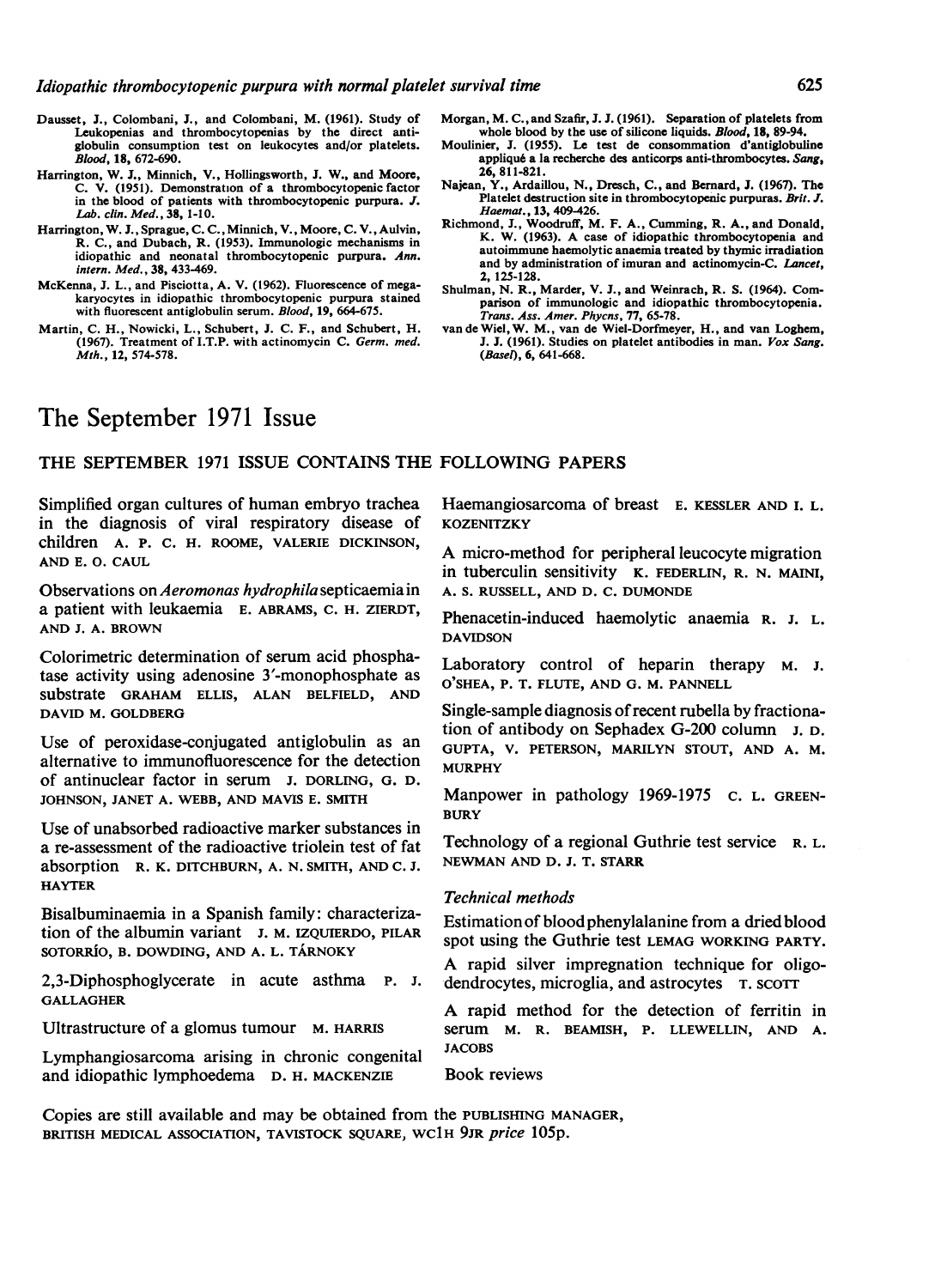Dausset, J., Colombani, J., and Colombani, M. (1961). Study of Leukopenias and thrombocytopenias by the direct antiglobulin consumption test on leukocytes and/or platelets. *Blood*, 18, 672-690.

Harrington, W. J., Minnich, V., Hollingsworth, J. W., and Moore, C. V. (1951). Demonstration of a thrombocytopenic factor in the blood of patients with thrombocytopenic purpura. *J. Lab. clin. Med.*, 38, 1-10.

Harrington, W. J., Sprague, C. C., Minnich, V., Moore, C. V., Aulvin, R. C., and Dubach, R. (1953). Immunologic mechanisms in idiopathic and neonatal thrombocytopenic purpura. *Ann. intern. Med.*, 38, 433-469.

McKenna, J. L., and Pisciotta, A. V. (1962). Fluorescence of megakaryocytes in idiopathic thrombocytopenic purpura stained with fluorescent antiglobulin serum. *Blood*, 19, 664-675.

Martin, C. H., Nowicki, L., Schubert, J. C. F., and Schubert, H. (1967). Treatment of I.T.P. with actinomycin C. *Germ. med. Mth.*, 12, 574-578.

Morgan, M. C., and Szafir, J. J. (1961). Separation of platelets from whole blood by the use of silicone liquids. *Blood*, 18, 89-94.

Moulinier, J. (1955). Le test de consommation d'antiglobuline appliqué a la recherche des anticorps anti-thrombocytes. *Sang*, 26, 811-821.

Najean, Y., Ardaillou, N., Dresch, C., and Bernard, J. (1967). The Platelet destruction site in thrombocytopenic purpuras. *Brit. J. Haemat.*, 13, 409-426.

Richmond, J., Woodruff, M. F. A., Cumming, R. A., and Donald, K. W. (1963). A case of idiopathic thrombocytopenia and autoimmune haemolytic anaemia treated by thymic irradiation and by administration of imuran and actinomycin-C. *Lancet*, 2, 125-128.

Shulman, N. R., Marder, V. J., and Weinrach, R. S. (1964). Comparison of immunologic and idiopathic thrombocytopenia. *Trans. Ass. Amer. Phycns*, 77, 65-78.

van de Wiel, W. M., van de Wiel-Dorfmeyer, H., and van Loghem, J. J. (1961). Studies on platelet antibodies in man. *Vox Sang. (Basel)*, 6, 641-668.

# The September 1971 Issue

## THE SEPTEMBER 1971 ISSUE CONTAINS THE FOLLOWING PAPERS

Simplified organ cultures of human embryo trachea in the diagnosis of viral respiratory disease of children A. P. C. H. ROOME, VALERIE DICKINSON, AND E. O. CAUL

Observations on *Aeromonas hydrophila* septicaemia in a patient with leukaemia E. ABRAMS, C. H. ZIERDT, AND J. A. BROWN

Colorimetric determination of serum acid phosphatase activity using adenosine 3′-monophosphate as substrate GRAHAM ELLIS, ALAN BELFIELD, AND DAVID M. GOLDBERG

Use of peroxidase-conjugated antiglobulin as an alternative to immunofluorescence for the detection of antinuclear factor in serum J. DORLING, G. D. JOHNSON, JANET A. WEBB, AND MAVIS E. SMITH

Use of unabsorbed radioactive marker substances in a re-assessment of the radioactive triolein test of fat absorption R. K. DITCHBURN, A. N. SMITH, AND C. J. HAYTER

Bisalbuminaemia in a Spanish family: characterization of the albumin variant J. M. IZQUIERDO, PILAR SOTORRÍO, B. DOWDING, AND A. L. TÁRNOKY

2,3-Diphosphoglycerate in acute asthma P. J. GALLAGHER

Ultrastructure of a glomus tumour M. HARRIS

Lymphangiosarcoma arising in chronic congenital and idiopathic lymphoedema D. H. MACKENZIE

Haemangiosarcoma of breast E. KESSLER AND I. L. KOZENITZKY

A micro-method for peripheral leucocyte migration in tuberculin sensitivity K. FEDERLIN, R. N. MAINI, A. S. RUSSELL, AND D. C. DUMONDE

Phenacetin-induced haemolytic anaemia R. J. L. DAVIDSON

Laboratory control of heparin therapy M. J. O'SHEA, P. T. FLUTE, AND G. M. PANNELL

Single-sample diagnosis of recent rubella by fractionation of antibody on Sephadex G-200 column J. D. GUPTA, V. PETERSON, MARILYN STOUT, AND A. M. MURPHY

Manpower in pathology 1969-1975 C. L. GREENBURY

Technology of a regional Guthrie test service R. L. NEWMAN AND D. J. T. STARR

### *Technical methods*

Estimation of blood phenylalanine from a dried blood spot using the Guthrie test LEMAG WORKING PARTY.

A rapid silver impregnation technique for oligodendrocytes, microglia, and astrocytes T. SCOTT

A rapid method for the detection of ferritin in serum M. R. BEAMISH, P. LLEWELLIN, AND A. JACOBS

Book reviews

Copies are still available and may be obtained from the PUBLISHING MANAGER, BRITISH MEDICAL ASSOCIATION, TAVISTOCK SQUARE, WC1H 9JR *price* 105p.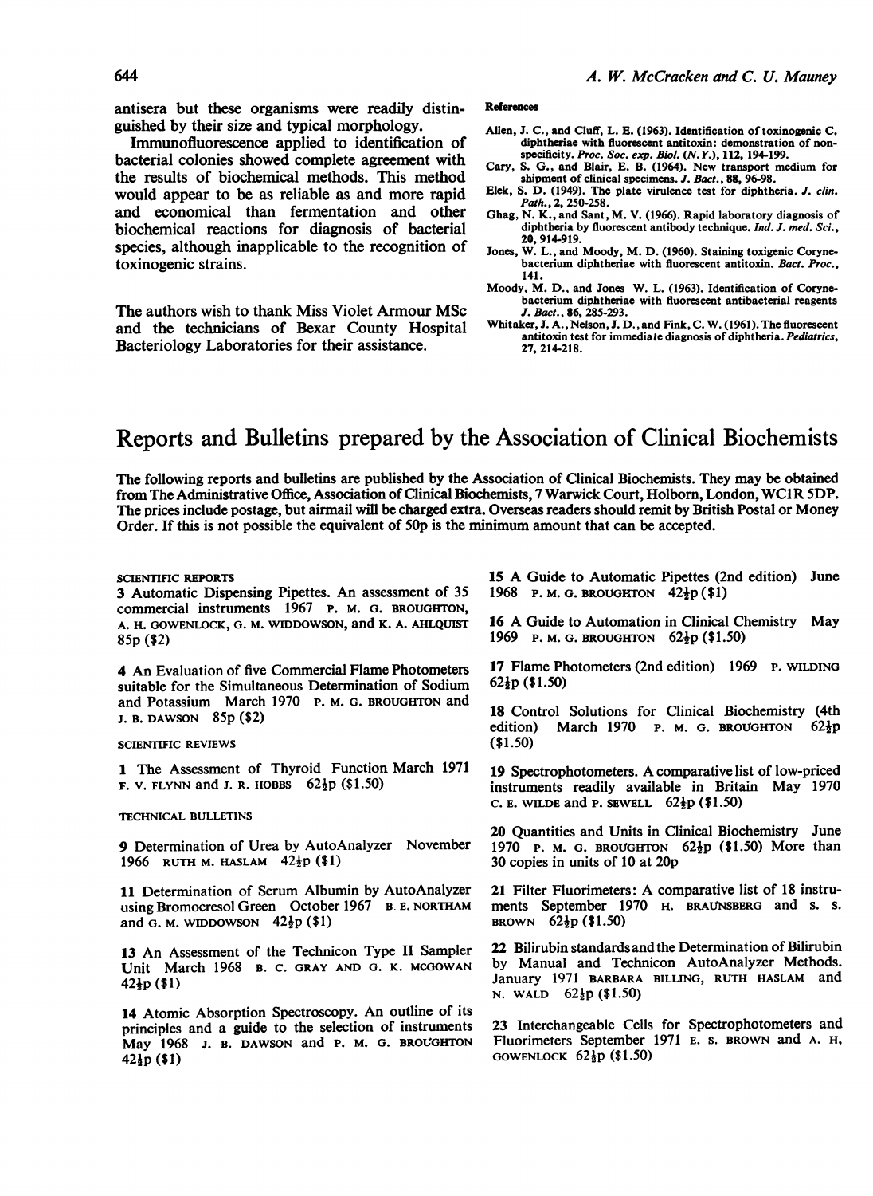antisera but these organisms were readily distinguished by their size and typical morphology.

Immunofluorescence applied to identification of bacterial colonies showed complete agreement with the results of biochemical methods. This method would appear to be as reliable as and more rapid and economical than fermentation and other biochemical reactions for diagnosis of bacterial species, although inapplicable to the recognition of toxinogenic strains.

The authors wish to thank Miss Violet Armour MSc and the technicians of Bexar County Hospital Bacteriology Laboratories for their assistance.

### References

Allen, J. C., and Cluff, L. E. (1963). Identification of toxinogenic C. diphtheriae with fluorescent antitoxin: demonstration of non-specificity. *Proc. Soc. exp. Biol. (N.Y.)*, **112**, 194-199.

Cary, S. G., and Blair, E. B. (1964). New transport medium for shipment of clinical specimens. *J. Bact.*, **88**, 96-98.

Elek, S. D. (1949). The plate virulence test for diphtheria. *J. clin. Path.*, **2**, 250-258.

Ghag, N. K., and Sant, M. V. (1966). Rapid laboratory diagnosis of diphtheria by fluorescent antibody technique. *Ind. J. med. Sci.*, **20**, 914-919.

Jones, W. L., and Moody, M. D. (1960). Staining toxigenic Corynebacterium diphtheriae with fluorescent antitoxin. *Bact. Proc.*, **141**.

Moody, M. D., and Jones W. L. (1963). Identification of Corynebacterium diphtheriae with fluorescent antibacterial reagents *J. Bact.*, **86**, 285-293.

Whitaker, J. A., Nelson, J. D., and Fink, C. W. (1961). The fluorescent antitoxin test for immediate diagnosis of diphtheria. *Pediatrics*, **27**, 214-218.

# Reports and Bulletins prepared by the Association of Clinical Biochemists

**The following reports and bulletins are published by the Association of Clinical Biochemists. They may be obtained from The Administrative Office, Association of Clinical Biochemists, 7 Warwick Court, Holborn, London, WC1R 5DP. The prices include postage, but airmail will be charged extra. Overseas readers should remit by British Postal or Money Order. If this is not possible the equivalent of 50p is the minimum amount that can be accepted.**

SCIENTIFIC REPORTS

3 Automatic Dispensing Pipettes. An assessment of 35 commercial instruments 1967 P. M. G. BROUGHTON, A. H. GOWENLOCK, G. M. WIDDOWSON, and K. A. AHLQUIST 85p ($2)

4 An Evaluation of five Commercial Flame Photometers suitable for the Simultaneous Determination of Sodium and Potassium March 1970 P. M. G. BROUGHTON and J. B. DAWSON 85p ($2)

SCIENTIFIC REVIEWS

1 The Assessment of Thyroid Function March 1971 F. V. FLYNN and J. R. HOBBS 62½p ($1.50)

TECHNICAL BULLETINS

9 Determination of Urea by AutoAnalyzer November 1966 RUTH M. HASLAM 42½p ($1)

11 Determination of Serum Albumin by AutoAnalyzer using Bromocresol Green October 1967 B. E. NORTHAM and G. M. WIDDOWSON 42½p ($1)

13 An Assessment of the Technicon Type II Sampler Unit March 1968 B. C. GRAY AND G. K. MCGOWAN 42½p ($1)

14 Atomic Absorption Spectroscopy. An outline of its principles and a guide to the selection of instruments May 1968 J. B. DAWSON and P. M. G. BROUGHTON 42½p ($1)

15 A Guide to Automatic Pipettes (2nd edition) June 1968 P. M. G. BROUGHTON 42½p ($1)

16 A Guide to Automation in Clinical Chemistry May 1969 P. M. G. BROUGHTON 62½p ($1.50)

17 Flame Photometers (2nd edition) 1969 P. WILDING 62½p ($1.50)

18 Control Solutions for Clinical Biochemistry (4th edition) March 1970 P. M. G. BROUGHTON 62½p ($1.50)

19 Spectrophotometers. A comparative list of low-priced instruments readily available in Britain May 1970 C. E. WILDE and P. SEWELL 62½p ($1.50)

20 Quantities and Units in Clinical Biochemistry June 1970 P. M. G. BROUGHTON 62½p ($1.50) More than 30 copies in units of 10 at 20p

21 Filter Fluorimeters: A comparative list of 18 instruments September 1970 H. BRAUNSBERG and S. S. BROWN 62½p ($1.50)

22 Bilirubin standards and the Determination of Bilirubin by Manual and Technicon AutoAnalyzer Methods. January 1971 BARBARA BILLING, RUTH HASLAM and N. WALD 62½p ($1.50)

23 Interchangeable Cells for Spectrophotometers and Fluorimeters September 1971 E. S. BROWN and A. H. GOWENLOCK 62½p ($1.50)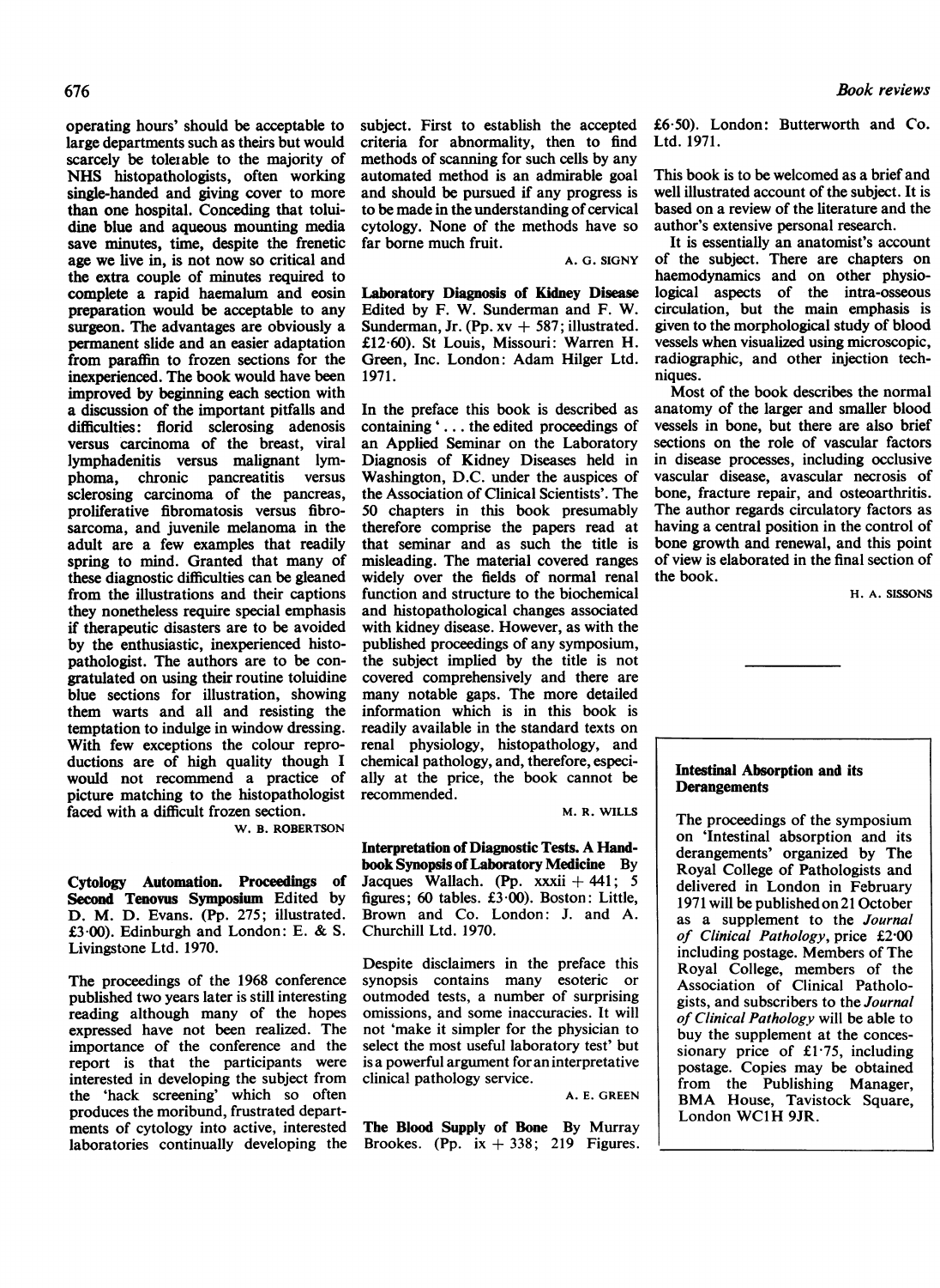operating hours' should be acceptable to large departments such as theirs but would scarcely be tolerable to the majority of NHS histopathologists, often working single-handed and giving cover to more than one hospital. Conceding that toluidine blue and aqueous mounting media save minutes, time, despite the frenetic age we live in, is not now so critical and the extra couple of minutes required to complete a rapid haemalum and eosin preparation would be acceptable to any surgeon. The advantages are obviously a permanent slide and an easier adaptation from paraffin to frozen sections for the inexperienced. The book would have been improved by beginning each section with a discussion of the important pitfalls and difficulties: florid sclerosing adenosis versus carcinoma of the breast, viral lymphadenitis versus malignant lymphoma, chronic pancreatitis versus sclerosing carcinoma of the pancreas, proliferative fibromatosis versus fibrosarcoma, and juvenile melanoma in the adult are a few examples that readily spring to mind. Granted that many of these diagnostic difficulties can be gleaned from the illustrations and their captions they nonetheless require special emphasis if therapeutic disasters are to be avoided by the enthusiastic, inexperienced histopathologist. The authors are to be congratulated on using their routine toluidine blue sections for illustration, showing them warts and all and resisting the temptation to indulge in window dressing. With few exceptions the colour reproductions are of high quality though I would not recommend a practice of picture matching to the histopathologist faced with a difficult frozen section.

W. B. ROBERTSON

**Cytology Automation. Proceedings of Second Tenovus Symposium** Edited by D. M. D. Evans. (Pp. 275; illustrated. £3·00). Edinburgh and London: E. & S. Livingstone Ltd. 1970.

The proceedings of the 1968 conference published two years later is still interesting reading although many of the hopes expressed have not been realized. The importance of the conference and the report is that the participants were interested in developing the subject from the 'hack screening' which so often produces the moribund, frustrated departments of cytology into active, interested laboratories continually developing the subject. First to establish the accepted criteria for abnormality, then to find methods of scanning for such cells by any automated method is an admirable goal and should be pursued if any progress is to be made in the understanding of cervical cytology. None of the methods have so far borne much fruit.

A. G. SIGNY

**Laboratory Diagnosis of Kidney Disease** Edited by F. W. Sunderman and F. W. Sunderman, Jr. (Pp. xv + 587; illustrated. £12·60). St Louis, Missouri: Warren H. Green, Inc. London: Adam Hilger Ltd. 1971.

In the preface this book is described as containing '... the edited proceedings of an Applied Seminar on the Laboratory Diagnosis of Kidney Diseases held in Washington, D.C. under the auspices of the Association of Clinical Scientists'. The 50 chapters in this book presumably therefore comprise the papers read at that seminar and as such the title is misleading. The material covered ranges widely over the fields of normal renal function and structure to the biochemical and histopathological changes associated with kidney disease. However, as with the published proceedings of any symposium, the subject implied by the title is not covered comprehensively and there are many notable gaps. The more detailed information which is in this book is readily available in the standard texts on renal physiology, histopathology, and chemical pathology, and, therefore, especially at the price, the book cannot be recommended.

M. R. WILLS

**Interpretation of Diagnostic Tests. A Handbook Synopsis of Laboratory Medicine** By Jacques Wallach. (Pp. xxxii + 441; 5 figures; 60 tables. £3·00). Boston: Little, Brown and Co. London: J. and A. Churchill Ltd. 1970.

Despite disclaimers in the preface this synopsis contains many esoteric or outmoded tests, a number of surprising omissions, and some inaccuracies. It will not 'make it simpler for the physician to select the most useful laboratory test' but is a powerful argument for an interpretative clinical pathology service.

A. E. GREEN

**The Blood Supply of Bone** By Murray Brookes. (Pp. ix + 338; 219 Figures. £6·50). London: Butterworth and Co. Ltd. 1971.

This book is to be welcomed as a brief and well illustrated account of the subject. It is based on a review of the literature and the author's extensive personal research.

It is essentially an anatomist's account of the subject. There are chapters on haemodynamics and on other physiological aspects of the intra-osseous circulation, but the main emphasis is given to the morphological study of blood vessels when visualized using microscopic, radiographic, and other injection techniques.

Most of the book describes the normal anatomy of the larger and smaller blood vessels in bone, but there are also brief sections on the role of vascular factors in disease processes, including occlusive vascular disease, avascular necrosis of bone, fracture repair, and osteoarthritis. The author regards circulatory factors as having a central position in the control of bone growth and renewal, and this point of view is elaborated in the final section of the book.

H. A. SISSONS

**Intestinal Absorption and its Derangements**

The proceedings of the symposium on 'Intestinal absorption and its derangements' organized by The Royal College of Pathologists and delivered in London in February 1971 will be published on 21 October as a supplement to the *Journal of Clinical Pathology*, price £2·00 including postage. Members of The Royal College, members of the Association of Clinical Pathologists, and subscribers to the *Journal of Clinical Pathology* will be able to buy the supplement at the concessionary price of £1·75, including postage. Copies may be obtained from the Publishing Manager, BMA House, Tavistock Square, London WC1H 9JR.